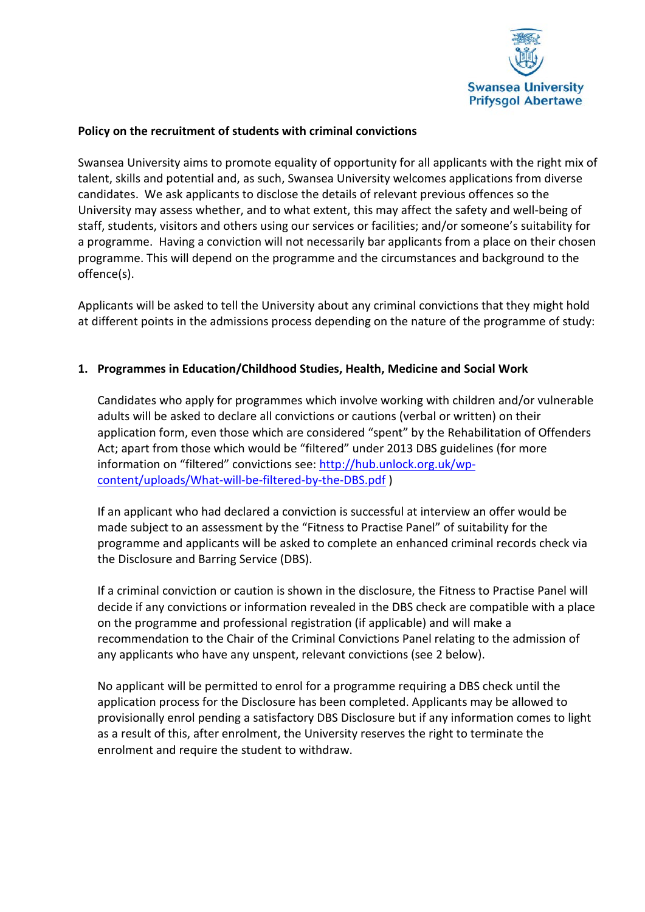Swansea University
Prifysgol Abertawe

**Policy on the recruitment of students with criminal convictions**

Swansea University aims to promote equality of opportunity for all applicants with the right mix of talent, skills and potential and, as such, Swansea University welcomes applications from diverse candidates. We ask applicants to disclose the details of relevant previous offences so the University may assess whether, and to what extent, this may affect the safety and well-being of staff, students, visitors and others using our services or facilities; and/or someone's suitability for a programme. Having a conviction will not necessarily bar applicants from a place on their chosen programme. This will depend on the programme and the circumstances and background to the offence(s).

Applicants will be asked to tell the University about any criminal convictions that they might hold at different points in the admissions process depending on the nature of the programme of study:

1. **Programmes in Education/Childhood Studies, Health, Medicine and Social Work**

   Candidates who apply for programmes which involve working with children and/or vulnerable adults will be asked to declare all convictions or cautions (verbal or written) on their application form, even those which are considered "spent" by the Rehabilitation of Offenders Act; apart from those which would be "filtered" under 2013 DBS guidelines (for more information on "filtered" convictions see: [http://hub.unlock.org.uk/wp-content/uploads/What-will-be-filtered-by-the-DBS.pdf](http://hub.unlock.org.uk/wp-content/uploads/What-will-be-filtered-by-the-DBS.pdf) )

   If an applicant who had declared a conviction is successful at interview an offer would be made subject to an assessment by the "Fitness to Practise Panel" of suitability for the programme and applicants will be asked to complete an enhanced criminal records check via the Disclosure and Barring Service (DBS).

   If a criminal conviction or caution is shown in the disclosure, the Fitness to Practise Panel will decide if any convictions or information revealed in the DBS check are compatible with a place on the programme and professional registration (if applicable) and will make a recommendation to the Chair of the Criminal Convictions Panel relating to the admission of any applicants who have any unspent, relevant convictions (see 2 below).

   No applicant will be permitted to enrol for a programme requiring a DBS check until the application process for the Disclosure has been completed. Applicants may be allowed to provisionally enrol pending a satisfactory DBS Disclosure but if any information comes to light as a result of this, after enrolment, the University reserves the right to terminate the enrolment and require the student to withdraw.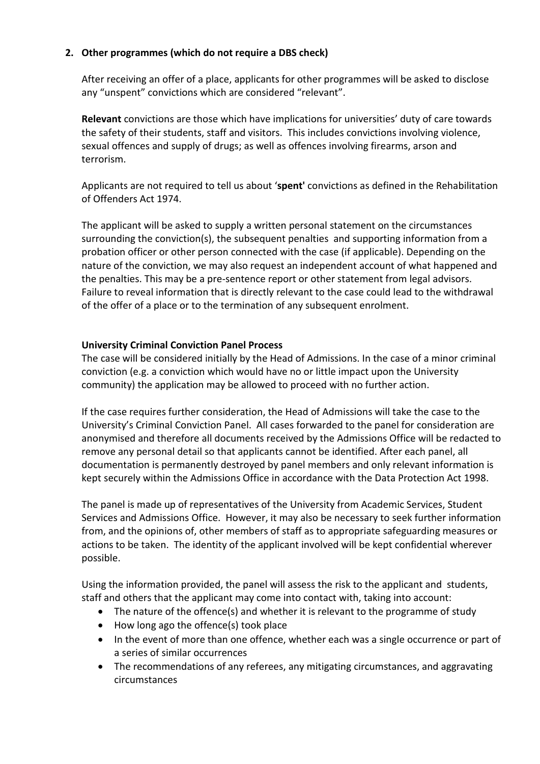## 2. Other programmes (which do not require a DBS check)

After receiving an offer of a place, applicants for other programmes will be asked to disclose any "unspent" convictions which are considered "relevant".

**Relevant** convictions are those which have implications for universities' duty of care towards the safety of their students, staff and visitors. This includes convictions involving violence, sexual offences and supply of drugs; as well as offences involving firearms, arson and terrorism.

Applicants are not required to tell us about '**spent'** convictions as defined in the Rehabilitation of Offenders Act 1974.

The applicant will be asked to supply a written personal statement on the circumstances surrounding the conviction(s), the subsequent penalties and supporting information from a probation officer or other person connected with the case (if applicable). Depending on the nature of the conviction, we may also request an independent account of what happened and the penalties. This may be a pre-sentence report or other statement from legal advisors. Failure to reveal information that is directly relevant to the case could lead to the withdrawal of the offer of a place or to the termination of any subsequent enrolment.

### University Criminal Conviction Panel Process

The case will be considered initially by the Head of Admissions. In the case of a minor criminal conviction (e.g. a conviction which would have no or little impact upon the University community) the application may be allowed to proceed with no further action.

If the case requires further consideration, the Head of Admissions will take the case to the University's Criminal Conviction Panel. All cases forwarded to the panel for consideration are anonymised and therefore all documents received by the Admissions Office will be redacted to remove any personal detail so that applicants cannot be identified. After each panel, all documentation is permanently destroyed by panel members and only relevant information is kept securely within the Admissions Office in accordance with the Data Protection Act 1998.

The panel is made up of representatives of the University from Academic Services, Student Services and Admissions Office. However, it may also be necessary to seek further information from, and the opinions of, other members of staff as to appropriate safeguarding measures or actions to be taken. The identity of the applicant involved will be kept confidential wherever possible.

Using the information provided, the panel will assess the risk to the applicant and students, staff and others that the applicant may come into contact with, taking into account:

- The nature of the offence(s) and whether it is relevant to the programme of study
- How long ago the offence(s) took place
- In the event of more than one offence, whether each was a single occurrence or part of a series of similar occurrences
- The recommendations of any referees, any mitigating circumstances, and aggravating circumstances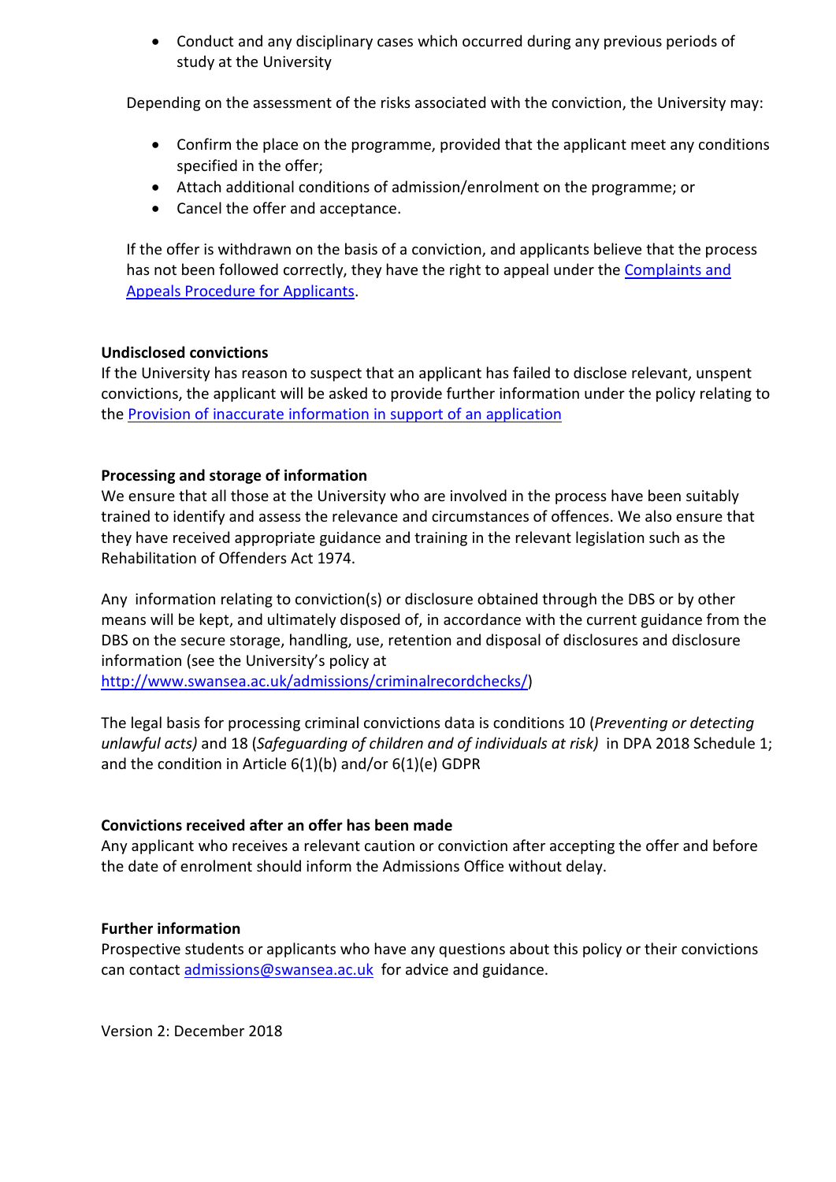- Conduct and any disciplinary cases which occurred during any previous periods of study at the University

Depending on the assessment of the risks associated with the conviction, the University may:

- Confirm the place on the programme, provided that the applicant meet any conditions specified in the offer;
- Attach additional conditions of admission/enrolment on the programme; or
- Cancel the offer and acceptance.

If the offer is withdrawn on the basis of a conviction, and applicants believe that the process has not been followed correctly, they have the right to appeal under the [Complaints and Appeals Procedure for Applicants](#).

**Undisclosed convictions**

If the University has reason to suspect that an applicant has failed to disclose relevant, unspent convictions, the applicant will be asked to provide further information under the policy relating to the [Provision of inaccurate information in support of an application](#)

**Processing and storage of information**

We ensure that all those at the University who are involved in the process have been suitably trained to identify and assess the relevance and circumstances of offences. We also ensure that they have received appropriate guidance and training in the relevant legislation such as the Rehabilitation of Offenders Act 1974.

Any information relating to conviction(s) or disclosure obtained through the DBS or by other means will be kept, and ultimately disposed of, in accordance with the current guidance from the DBS on the secure storage, handling, use, retention and disposal of disclosures and disclosure information (see the University's policy at http://www.swansea.ac.uk/admissions/criminalrecordchecks/)

The legal basis for processing criminal convictions data is conditions 10 (*Preventing or detecting unlawful acts)* and 18 (*Safeguarding of children and of individuals at risk)* in DPA 2018 Schedule 1; and the condition in Article 6(1)(b) and/or 6(1)(e) GDPR

**Convictions received after an offer has been made**

Any applicant who receives a relevant caution or conviction after accepting the offer and before the date of enrolment should inform the Admissions Office without delay.

**Further information**

Prospective students or applicants who have any questions about this policy or their convictions can contact admissions@swansea.ac.uk for advice and guidance.

Version 2: December 2018